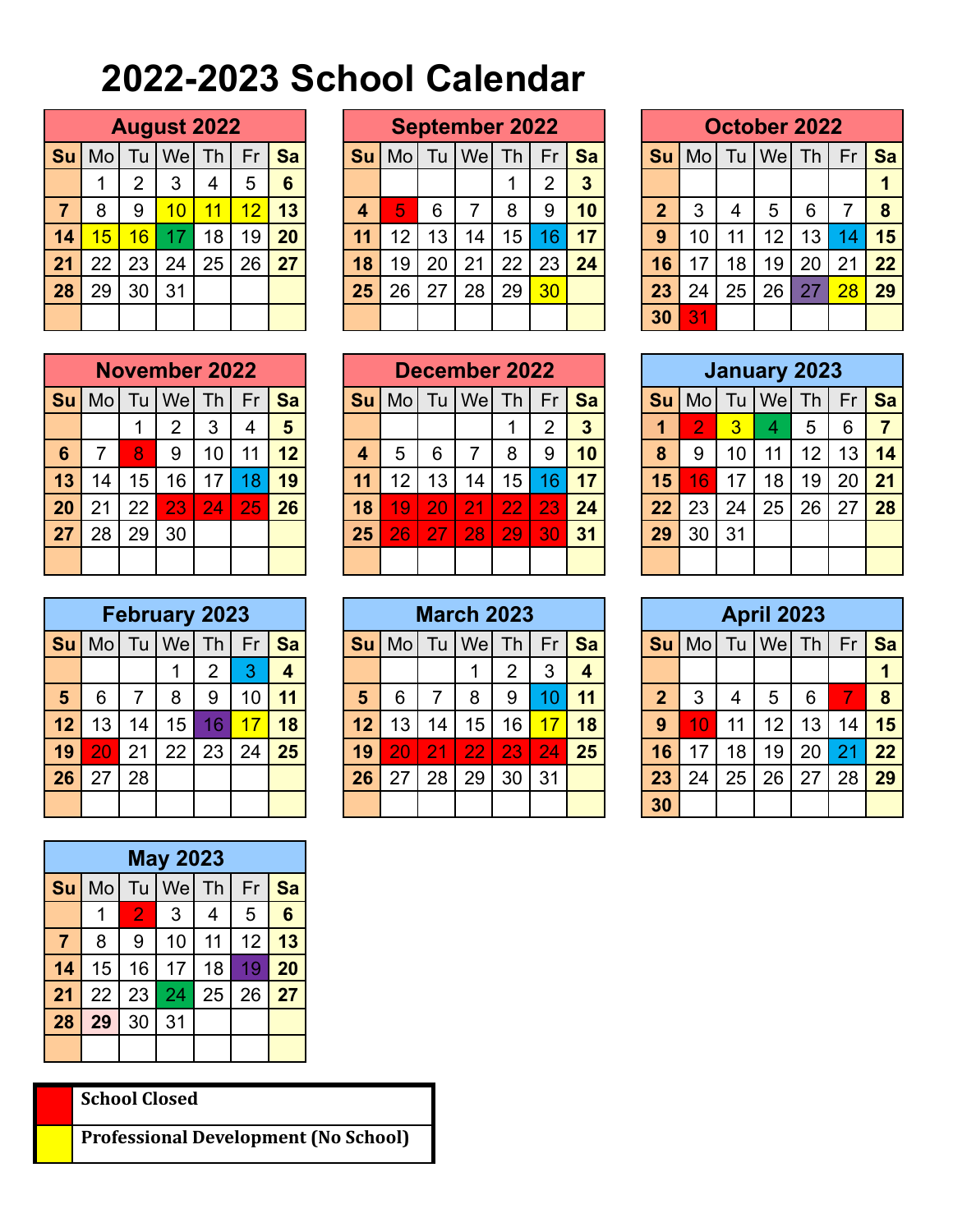# 2022-2023 School Calendar

**August 2022**

| Su | Mo | Tu | We | Th | Fr | Sa |
|---|---|---|---|---|---|---|
| | 1 | 2 | 3 | 4 | 5 | 6 |
| 7 | 8 | 9 | 10 | 11 | 12 | 13 |
| 14 | 15 | 16 | 17 | 18 | 19 | 20 |
| 21 | 22 | 23 | 24 | 25 | 26 | 27 |
| 28 | 29 | 30 | 31 | | | |

**September 2022**

| Su | Mo | Tu | We | Th | Fr | Sa |
|---|---|---|---|---|---|---|
| | | | | 1 | 2 | 3 |
| 4 | 5 | 6 | 7 | 8 | 9 | 10 |
| 11 | 12 | 13 | 14 | 15 | 16 | 17 |
| 18 | 19 | 20 | 21 | 22 | 23 | 24 |
| 25 | 26 | 27 | 28 | 29 | 30 | |

**October 2022**

| Su | Mo | Tu | We | Th | Fr | Sa |
|---|---|---|---|---|---|---|
| | | | | | | 1 |
| 2 | 3 | 4 | 5 | 6 | 7 | 8 |
| 9 | 10 | 11 | 12 | 13 | 14 | 15 |
| 16 | 17 | 18 | 19 | 20 | 21 | 22 |
| 23 | 24 | 25 | 26 | 27 | 28 | 29 |
| 30 | 31 | | | | | |

**November 2022**

| Su | Mo | Tu | We | Th | Fr | Sa |
|---|---|---|---|---|---|---|
| | | 1 | 2 | 3 | 4 | 5 |
| 6 | 7 | 8 | 9 | 10 | 11 | 12 |
| 13 | 14 | 15 | 16 | 17 | 18 | 19 |
| 20 | 21 | 22 | 23 | 24 | 25 | 26 |
| 27 | 28 | 29 | 30 | | | |

**December 2022**

| Su | Mo | Tu | We | Th | Fr | Sa |
|---|---|---|---|---|---|---|
| | | | | 1 | 2 | 3 |
| 4 | 5 | 6 | 7 | 8 | 9 | 10 |
| 11 | 12 | 13 | 14 | 15 | 16 | 17 |
| 18 | 19 | 20 | 21 | 22 | 23 | 24 |
| 25 | 26 | 27 | 28 | 29 | 30 | 31 |

**January 2023**

| Su | Mo | Tu | We | Th | Fr | Sa |
|---|---|---|---|---|---|---|
| 1 | 2 | 3 | 4 | 5 | 6 | 7 |
| 8 | 9 | 10 | 11 | 12 | 13 | 14 |
| 15 | 16 | 17 | 18 | 19 | 20 | 21 |
| 22 | 23 | 24 | 25 | 26 | 27 | 28 |
| 29 | 30 | 31 | | | | |

**February 2023**

| Su | Mo | Tu | We | Th | Fr | Sa |
|---|---|---|---|---|---|---|
| | | | 1 | 2 | 3 | 4 |
| 5 | 6 | 7 | 8 | 9 | 10 | 11 |
| 12 | 13 | 14 | 15 | 16 | 17 | 18 |
| 19 | 20 | 21 | 22 | 23 | 24 | 25 |
| 26 | 27 | 28 | | | | |

**March 2023**

| Su | Mo | Tu | We | Th | Fr | Sa |
|---|---|---|---|---|---|---|
| | | | 1 | 2 | 3 | 4 |
| 5 | 6 | 7 | 8 | 9 | 10 | 11 |
| 12 | 13 | 14 | 15 | 16 | 17 | 18 |
| 19 | 20 | 21 | 22 | 23 | 24 | 25 |
| 26 | 27 | 28 | 29 | 30 | 31 | |

**April 2023**

| Su | Mo | Tu | We | Th | Fr | Sa |
|---|---|---|---|---|---|---|
| | | | | | | 1 |
| 2 | 3 | 4 | 5 | 6 | 7 | 8 |
| 9 | 10 | 11 | 12 | 13 | 14 | 15 |
| 16 | 17 | 18 | 19 | 20 | 21 | 22 |
| 23 | 24 | 25 | 26 | 27 | 28 | 29 |
| 30 | | | | | | |

**May 2023**

| Su | Mo | Tu | We | Th | Fr | Sa |
|---|---|---|---|---|---|---|
| | 1 | 2 | 3 | 4 | 5 | 6 |
| 7 | 8 | 9 | 10 | 11 | 12 | 13 |
| 14 | 15 | 16 | 17 | 18 | 19 | 20 |
| 21 | 22 | 23 | 24 | 25 | 26 | 27 |
| 28 | 29 | 30 | 31 | | | |

| Color | Legend |
|---|---|
| Red | **School Closed** |
| Yellow | **Professional Development (No School)** |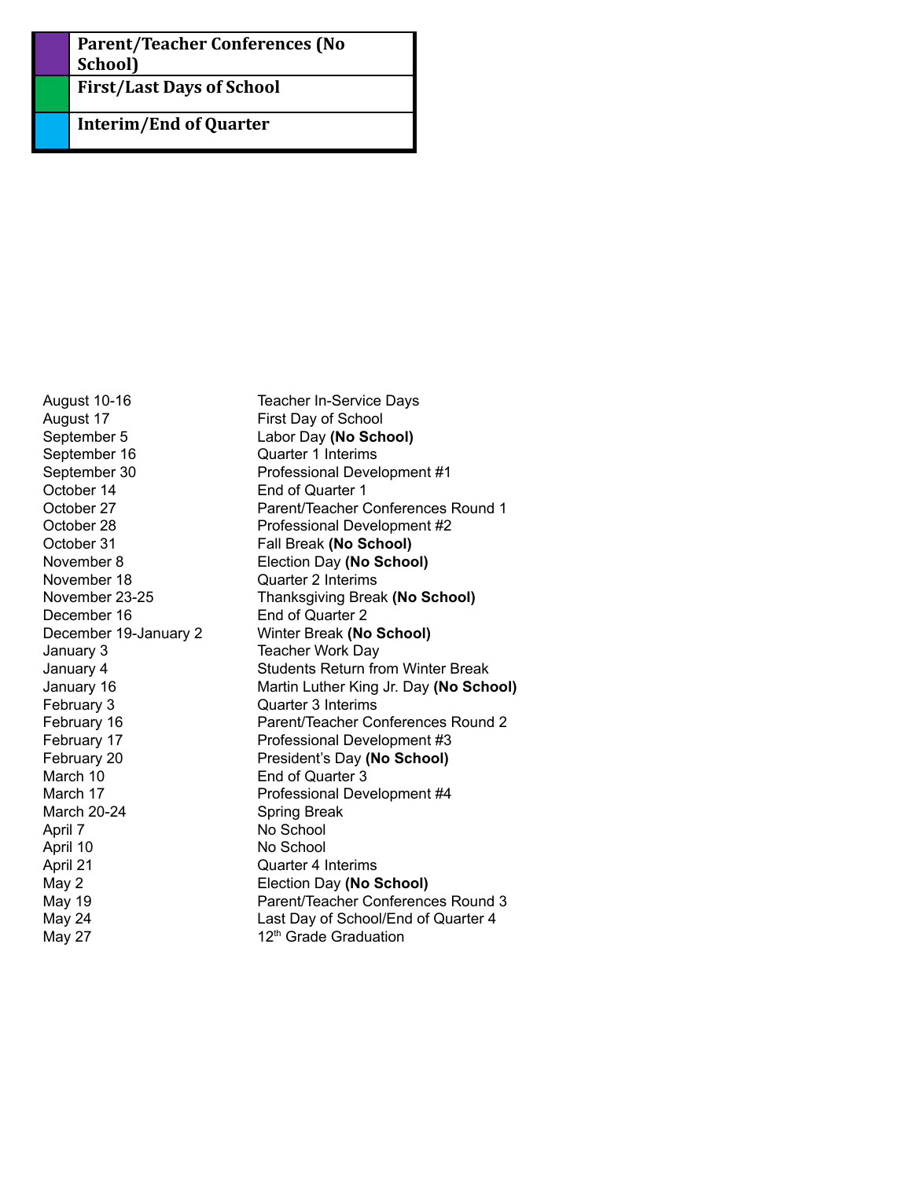| | |
|---|---|
| | **Parent/Teacher Conferences (No School)** |
| | **First/Last Days of School** |
| | **Interim/End of Quarter** |

| | |
|---|---|
| August 10-16 | Teacher In-Service Days |
| August 17 | First Day of School |
| September 5 | Labor Day **(No School)** |
| September 16 | Quarter 1 Interims |
| September 30 | Professional Development #1 |
| October 14 | End of Quarter 1 |
| October 27 | Parent/Teacher Conferences Round 1 |
| October 28 | Professional Development #2 |
| October 31 | Fall Break **(No School)** |
| November 8 | Election Day **(No School)** |
| November 18 | Quarter 2 Interims |
| November 23-25 | Thanksgiving Break **(No School)** |
| December 16 | End of Quarter 2 |
| December 19-January 2 | Winter Break **(No School)** |
| January 3 | Teacher Work Day |
| January 4 | Students Return from Winter Break |
| January 16 | Martin Luther King Jr. Day **(No School)** |
| February 3 | Quarter 3 Interims |
| February 16 | Parent/Teacher Conferences Round 2 |
| February 17 | Professional Development #3 |
| February 20 | President's Day **(No School)** |
| March 10 | End of Quarter 3 |
| March 17 | Professional Development #4 |
| March 20-24 | Spring Break |
| April 7 | No School |
| April 10 | No School |
| April 21 | Quarter 4 Interims |
| May 2 | Election Day **(No School)** |
| May 19 | Parent/Teacher Conferences Round 3 |
| May 24 | Last Day of School/End of Quarter 4 |
| May 27 | 12th Grade Graduation |